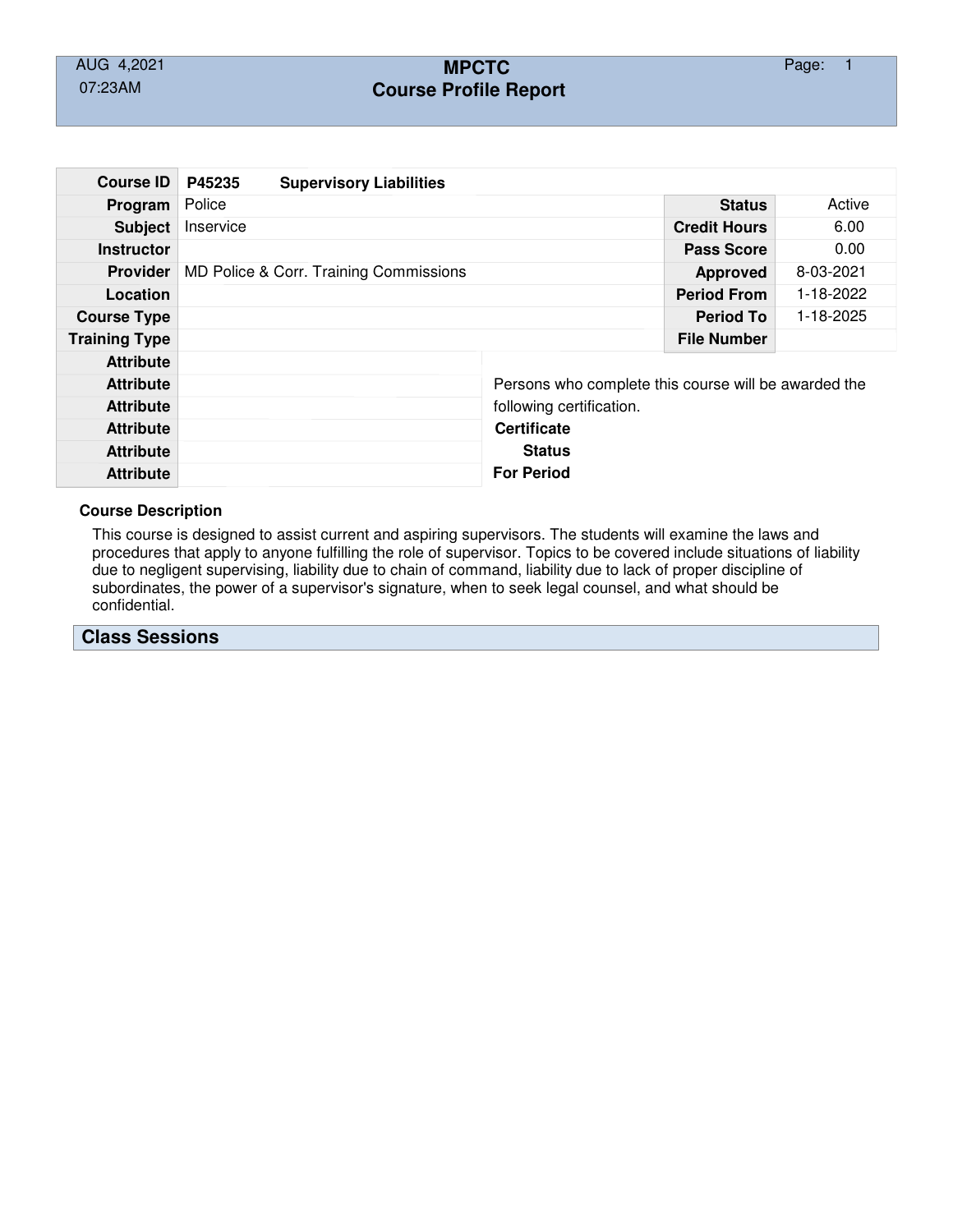# MPCTC
## Course Profile Report

AUG 4,2021
07:23AM

| | | | |
|---|---|---|---|
| **Course ID** | **P45235 Supervisory Liabilities** | | |
| **Program** | Police | **Status** | Active |
| **Subject** | Inservice | **Credit Hours** | 6.00 |
| **Instructor** | | **Pass Score** | 0.00 |
| **Provider** | MD Police & Corr. Training Commissions | **Approved** | 8-03-2021 |
| **Location** | | **Period From** | 1-18-2022 |
| **Course Type** | | **Period To** | 1-18-2025 |
| **Training Type** | | **File Number** | |
| **Attribute** | | | |
| **Attribute** | | | |
| **Attribute** | | | |
| **Attribute** | | | |
| **Attribute** | | | |
| **Attribute** | | | |

Persons who complete this course will be awarded the following certification.

**Certificate**

**Status**

**For Period**

**Course Description**

This course is designed to assist current and aspiring supervisors. The students will examine the laws and procedures that apply to anyone fulfilling the role of supervisor. Topics to be covered include situations of liability due to negligent supervising, liability due to chain of command, liability due to lack of proper discipline of subordinates, the power of a supervisor's signature, when to seek legal counsel, and what should be confidential.

## Class Sessions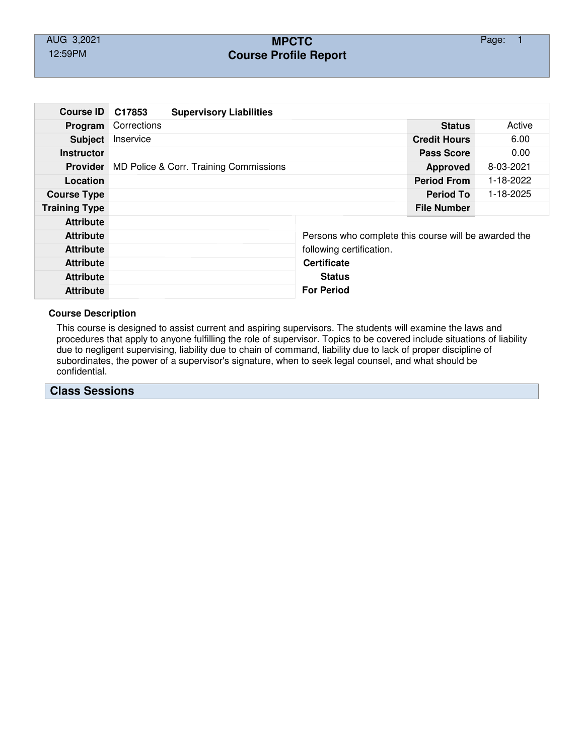# MPCTC
## Course Profile Report

| | | | |
|---|---|---|---|
| **Course ID** | **C17853 Supervisory Liabilities** | | |
| **Program** | Corrections | **Status** | Active |
| **Subject** | Inservice | **Credit Hours** | 6.00 |
| **Instructor** | | **Pass Score** | 0.00 |
| **Provider** | MD Police & Corr. Training Commissions | **Approved** | 8-03-2021 |
| **Location** | | **Period From** | 1-18-2022 |
| **Course Type** | | **Period To** | 1-18-2025 |
| **Training Type** | | **File Number** | |

| | |
|---|---|
| **Attribute** | |
| **Attribute** | |
| **Attribute** | |
| **Attribute** | |
| **Attribute** | |
| **Attribute** | |

Persons who complete this course will be awarded the following certification.

**Certificate**

**Status**

**For Period**

### Course Description

This course is designed to assist current and aspiring supervisors. The students will examine the laws and procedures that apply to anyone fulfilling the role of supervisor. Topics to be covered include situations of liability due to negligent supervising, liability due to chain of command, liability due to lack of proper discipline of subordinates, the power of a supervisor's signature, when to seek legal counsel, and what should be confidential.

## Class Sessions